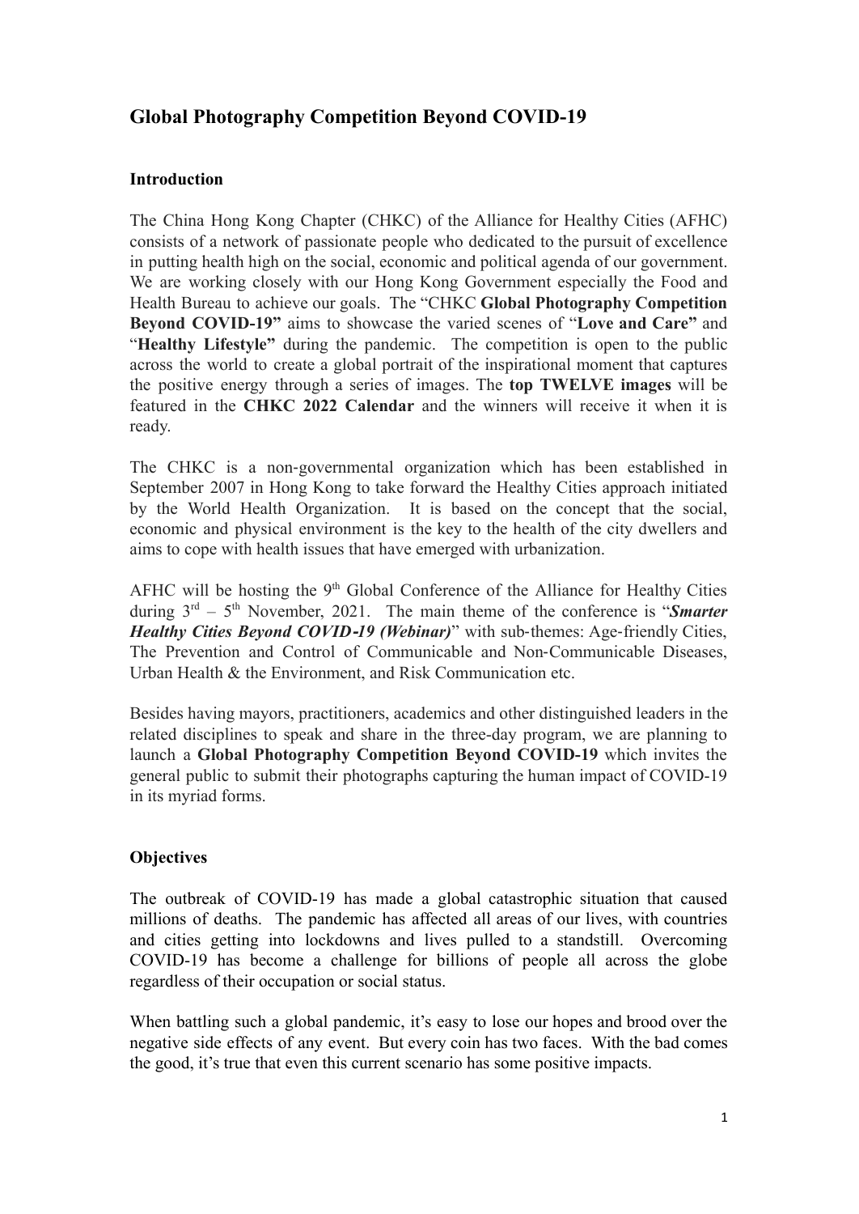# Global Photography Competition Beyond COVID-19

## Introduction

The China Hong Kong Chapter (CHKC) of the Alliance for Healthy Cities (AFHC) consists of a network of passionate people who dedicated to the pursuit of excellence in putting health high on the social, economic and political agenda of our government. We are working closely with our Hong Kong Government especially the Food and Health Bureau to achieve our goals. The "CHKC **Global Photography Competition Beyond COVID-19"** aims to showcase the varied scenes of "**Love and Care"** and "**Healthy Lifestyle"** during the pandemic. The competition is open to the public across the world to create a global portrait of the inspirational moment that captures the positive energy through a series of images. The **top TWELVE images** will be featured in the **CHKC 2022 Calendar** and the winners will receive it when it is ready.

The CHKC is a non-governmental organization which has been established in September 2007 in Hong Kong to take forward the Healthy Cities approach initiated by the World Health Organization. It is based on the concept that the social, economic and physical environment is the key to the health of the city dwellers and aims to cope with health issues that have emerged with urbanization.

AFHC will be hosting the 9th Global Conference of the Alliance for Healthy Cities during 3rd – 5th November, 2021. The main theme of the conference is "***Smarter Healthy Cities Beyond COVID-19 (Webinar)***" with sub-themes: Age-friendly Cities, The Prevention and Control of Communicable and Non-Communicable Diseases, Urban Health & the Environment, and Risk Communication etc.

Besides having mayors, practitioners, academics and other distinguished leaders in the related disciplines to speak and share in the three-day program, we are planning to launch a **Global Photography Competition Beyond COVID-19** which invites the general public to submit their photographs capturing the human impact of COVID-19 in its myriad forms.

## Objectives

The outbreak of COVID-19 has made a global catastrophic situation that caused millions of deaths. The pandemic has affected all areas of our lives, with countries and cities getting into lockdowns and lives pulled to a standstill. Overcoming COVID-19 has become a challenge for billions of people all across the globe regardless of their occupation or social status.

When battling such a global pandemic, it's easy to lose our hopes and brood over the negative side effects of any event. But every coin has two faces. With the bad comes the good, it's true that even this current scenario has some positive impacts.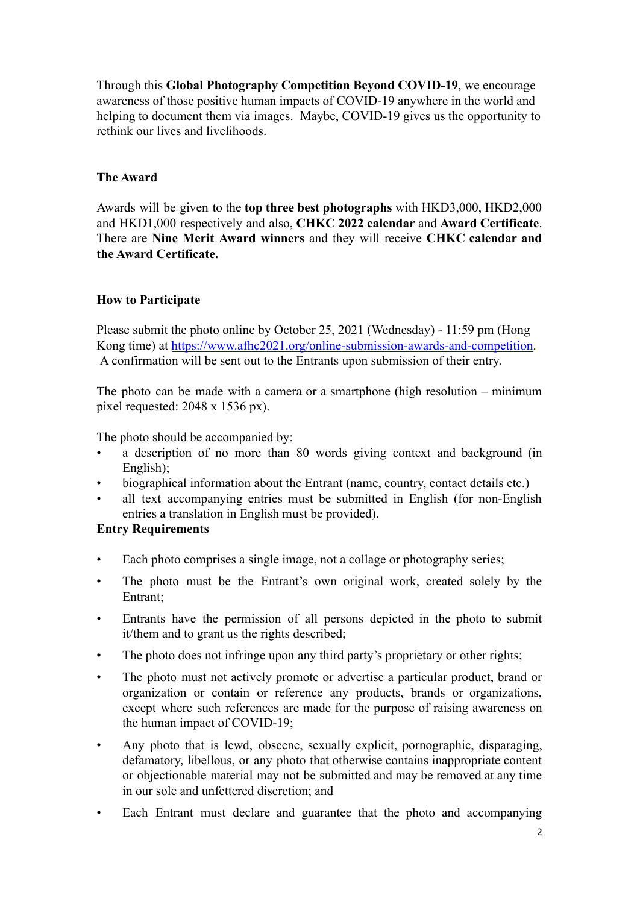Through this **Global Photography Competition Beyond COVID-19**, we encourage awareness of those positive human impacts of COVID-19 anywhere in the world and helping to document them via images. Maybe, COVID-19 gives us the opportunity to rethink our lives and livelihoods.

## The Award

Awards will be given to the **top three best photographs** with HKD3,000, HKD2,000 and HKD1,000 respectively and also, **CHKC 2022 calendar** and **Award Certificate**. There are **Nine Merit Award winners** and they will receive **CHKC calendar and the Award Certificate.**

## How to Participate

Please submit the photo online by October 25, 2021 (Wednesday) - 11:59 pm (Hong Kong time) at [https://www.afhc2021.org/online-submission-awards-and-competition](https://www.afhc2021.org/online-submission-awards-and-competition). A confirmation will be sent out to the Entrants upon submission of their entry.

The photo can be made with a camera or a smartphone (high resolution – minimum pixel requested: 2048 x 1536 px).

The photo should be accompanied by:

- a description of no more than 80 words giving context and background (in English);
- biographical information about the Entrant (name, country, contact details etc.)
- all text accompanying entries must be submitted in English (for non-English entries a translation in English must be provided).

## Entry Requirements

- Each photo comprises a single image, not a collage or photography series;
- The photo must be the Entrant's own original work, created solely by the Entrant;
- Entrants have the permission of all persons depicted in the photo to submit it/them and to grant us the rights described;
- The photo does not infringe upon any third party's proprietary or other rights;
- The photo must not actively promote or advertise a particular product, brand or organization or contain or reference any products, brands or organizations, except where such references are made for the purpose of raising awareness on the human impact of COVID-19;
- Any photo that is lewd, obscene, sexually explicit, pornographic, disparaging, defamatory, libellous, or any photo that otherwise contains inappropriate content or objectionable material may not be submitted and may be removed at any time in our sole and unfettered discretion; and
- Each Entrant must declare and guarantee that the photo and accompanying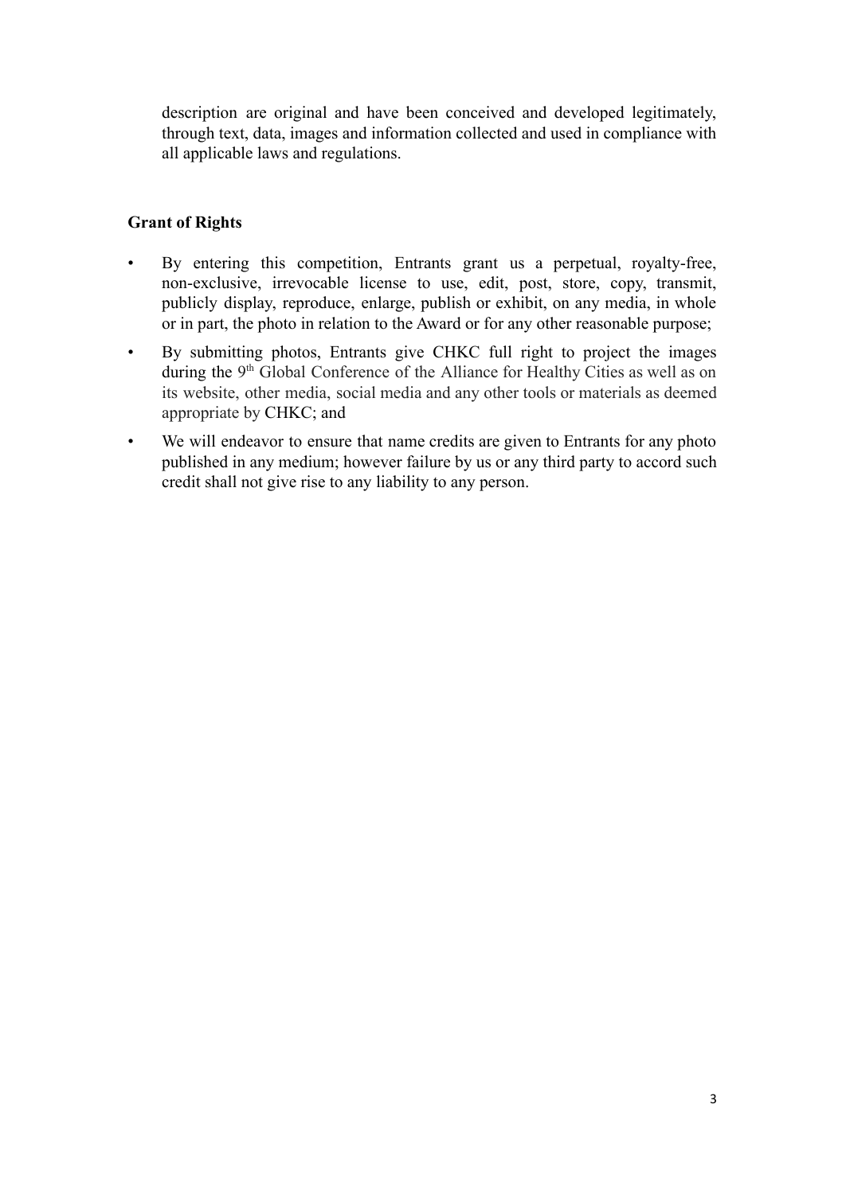description are original and have been conceived and developed legitimately, through text, data, images and information collected and used in compliance with all applicable laws and regulations.

**Grant of Rights**

- By entering this competition, Entrants grant us a perpetual, royalty-free, non-exclusive, irrevocable license to use, edit, post, store, copy, transmit, publicly display, reproduce, enlarge, publish or exhibit, on any media, in whole or in part, the photo in relation to the Award or for any other reasonable purpose;
- By submitting photos, Entrants give CHKC full right to project the images during the 9th Global Conference of the Alliance for Healthy Cities as well as on its website, other media, social media and any other tools or materials as deemed appropriate by CHKC; and
- We will endeavor to ensure that name credits are given to Entrants for any photo published in any medium; however failure by us or any third party to accord such credit shall not give rise to any liability to any person.